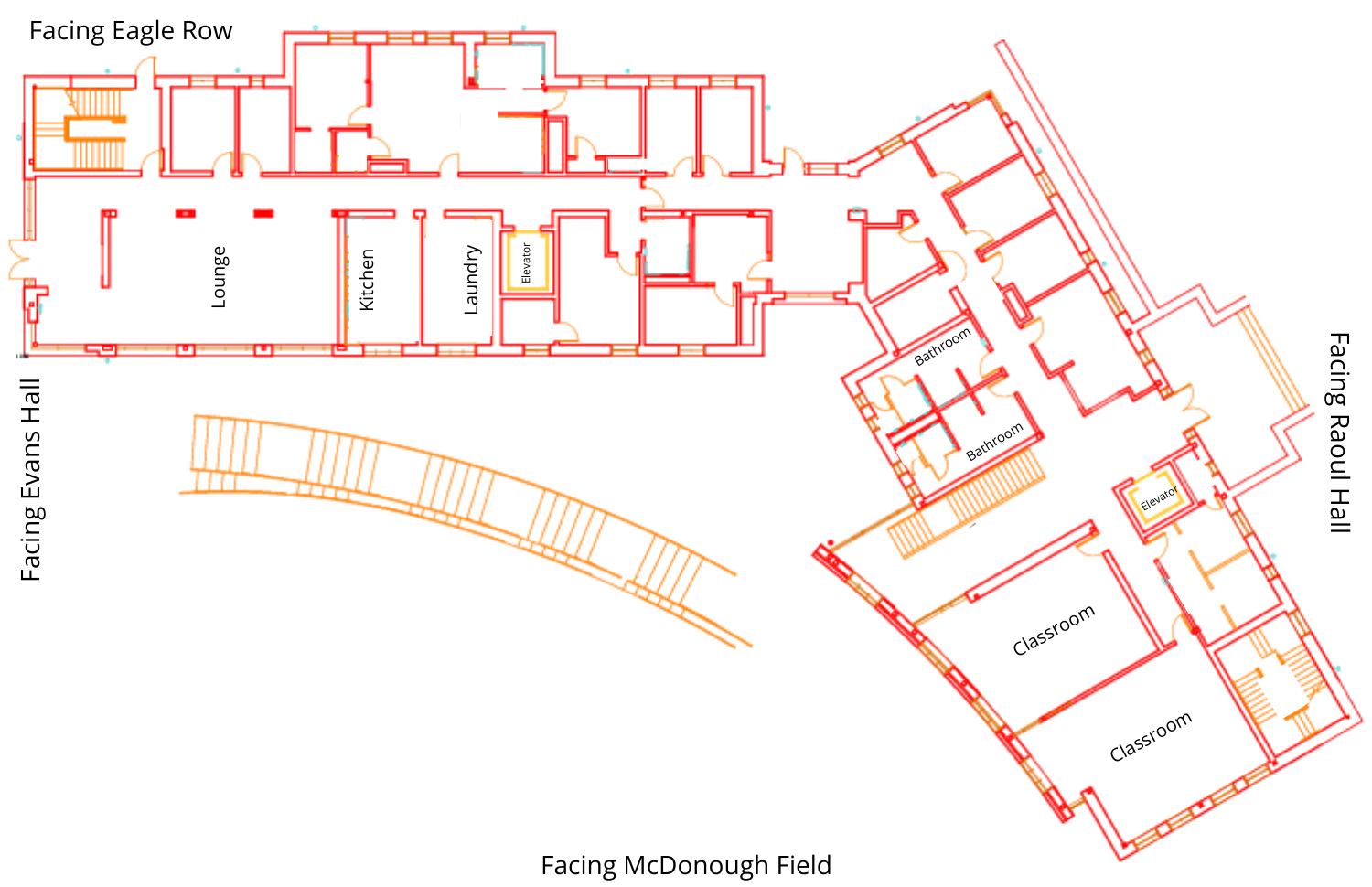Facing Eagle Row

Facing Evans Hall

Lounge

Kitchen

Laundry

Elevator

Bathroom

Bathroom

Elevator

Classroom

Classroom

Facing Raoul Hall

Facing McDonough Field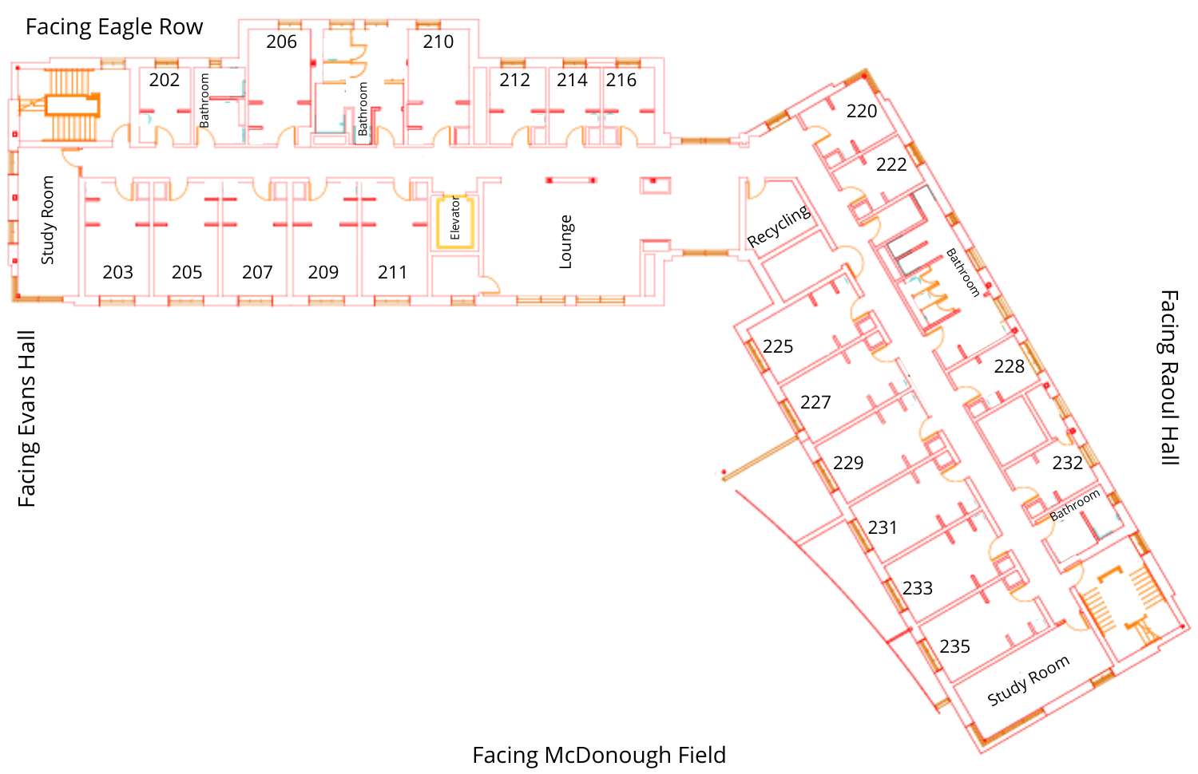Facing Eagle Row

Facing Evans Hall

Facing Raoul Hall

Facing McDonough Field

202
Bathroom
206
Bathroom
210
212
214
216
220
222
Study Room
203
205
207
209
211
Elevator
Lounge
Recycling
Bathroom
225
228
227
229
232
231
Bathroom
233
235
Study Room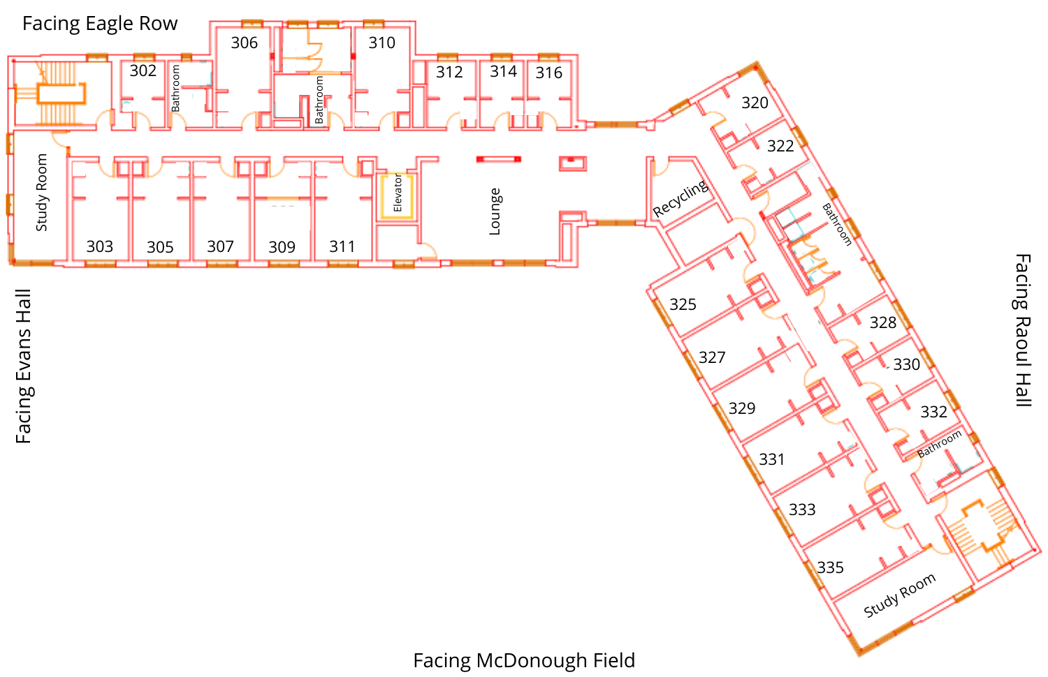Facing Eagle Row

Facing Evans Hall

Facing Raoul Hall

Facing McDonough Field

302
Bathroom
306
Bathroom
310
312
314
316
320
322
Bathroom
Study Room
303
305
307
309
311
Elevator
Lounge
Recycling
325
327
329
331
333
335
328
330
332
Bathroom
Study Room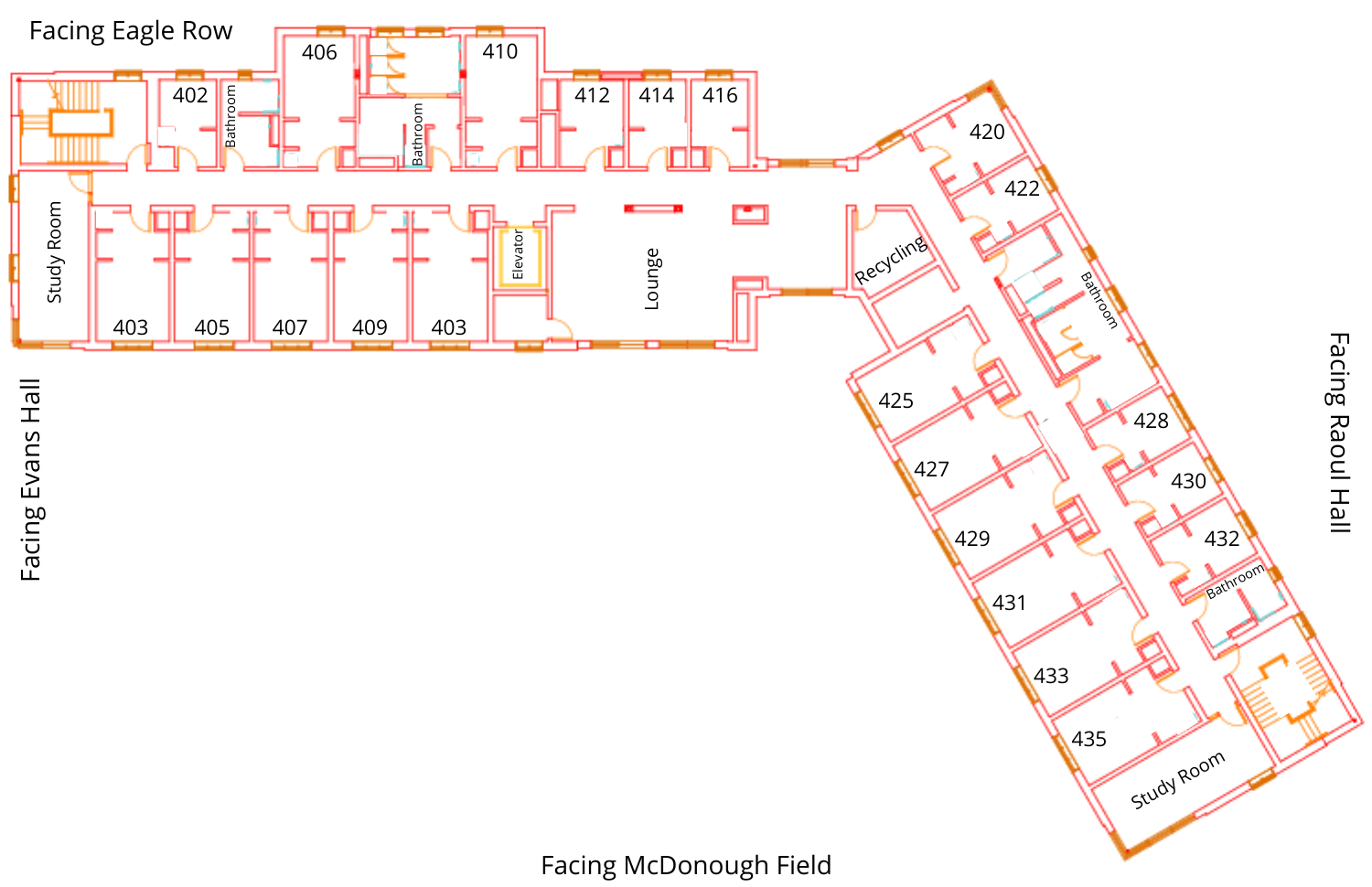Facing Eagle Row

402

Bathroom

406

Bathroom

410

412

414

416

420

422

Bathroom

Study Room

403

405

407

409

403

Elevator

Lounge

Recycling

425

427

429

431

433

435

428

430

432

Bathroom

Study Room

Facing Evans Hall

Facing Raoul Hall

Facing McDonough Field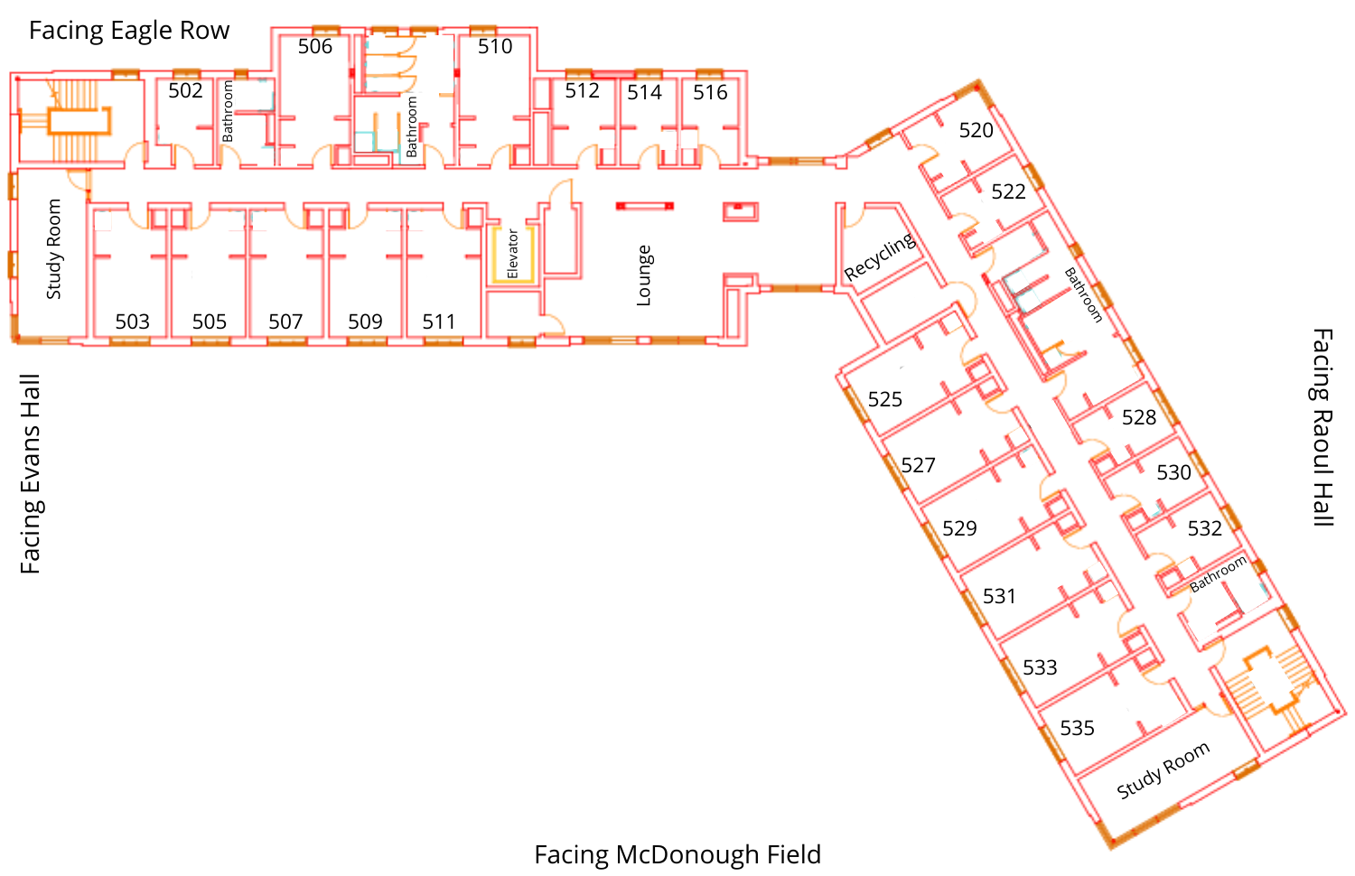Facing Eagle Row

506

510

502

Bathroom

Bathroom

512

514

516

520

522

Study Room

Elevator

Lounge

Recycling

Bathroom

503

505

507

509

511

525

528

527

530

529

532

Bathroom

531

533

535

Study Room

Facing Evans Hall

Facing Raoul Hall

Facing McDonough Field